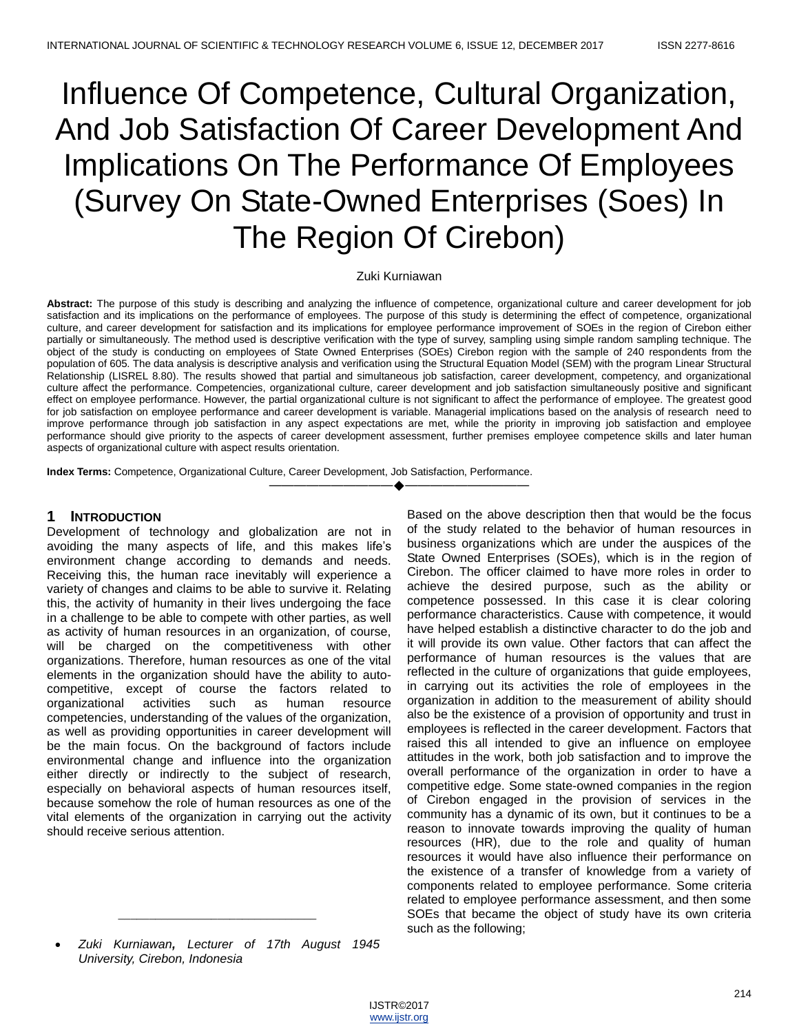# Influence Of Competence, Cultural Organization, And Job Satisfaction Of Career Development And Implications On The Performance Of Employees (Survey On State-Owned Enterprises (Soes) In The Region Of Cirebon)

Zuki Kurniawan

**Abstract:** The purpose of this study is describing and analyzing the influence of competence, organizational culture and career development for job satisfaction and its implications on the performance of employees. The purpose of this study is determining the effect of competence, organizational culture, and career development for satisfaction and its implications for employee performance improvement of SOEs in the region of Cirebon either partially or simultaneously. The method used is descriptive verification with the type of survey, sampling using simple random sampling technique. The object of the study is conducting on employees of State Owned Enterprises (SOEs) Cirebon region with the sample of 240 respondents from the population of 605. The data analysis is descriptive analysis and verification using the Structural Equation Model (SEM) with the program Linear Structural Relationship (LISREL 8.80). The results showed that partial and simultaneous job satisfaction, career development, competency, and organizational culture affect the performance. Competencies, organizational culture, career development and job satisfaction simultaneously positive and significant effect on employee performance. However, the partial organizational culture is not significant to affect the performance of employee. The greatest good for job satisfaction on employee performance and career development is variable. Managerial implications based on the analysis of research need to improve performance through job satisfaction in any aspect expectations are met, while the priority in improving job satisfaction and employee performance should give priority to the aspects of career development assessment, further premises employee competence skills and later human aspects of organizational culture with aspect results orientation.

**Index Terms:** Competence, Organizational Culture, Career Development, Job Satisfaction, Performance.

---

## 1 INTRODUCTION

Development of technology and globalization are not in avoiding the many aspects of life, and this makes life's environment change according to demands and needs. Receiving this, the human race inevitably will experience a variety of changes and claims to be able to survive it. Relating this, the activity of humanity in their lives undergoing the face in a challenge to be able to compete with other parties, as well as activity of human resources in an organization, of course, will be charged on the competitiveness with other organizations. Therefore, human resources as one of the vital elements in the organization should have the ability to auto-competitive, except of course the factors related to organizational activities such as human resource competencies, understanding of the values of the organization, as well as providing opportunities in career development will be the main focus. On the background of factors include environmental change and influence into the organization either directly or indirectly to the subject of research, especially on behavioral aspects of human resources itself, because somehow the role of human resources as one of the vital elements of the organization in carrying out the activity should receive serious attention.

Based on the above description then that would be the focus of the study related to the behavior of human resources in business organizations which are under the auspices of the State Owned Enterprises (SOEs), which is in the region of Cirebon. The officer claimed to have more roles in order to achieve the desired purpose, such as the ability or competence possessed. In this case it is clear coloring performance characteristics. Cause with competence, it would have helped establish a distinctive character to do the job and it will provide its own value. Other factors that can affect the performance of human resources is the values that are reflected in the culture of organizations that guide employees, in carrying out its activities the role of employees in the organization in addition to the measurement of ability should also be the existence of a provision of opportunity and trust in employees is reflected in the career development. Factors that raised this all intended to give an influence on employee attitudes in the work, both job satisfaction and to improve the overall performance of the organization in order to have a competitive edge. Some state-owned companies in the region of Cirebon engaged in the provision of services in the community has a dynamic of its own, but it continues to be a reason to innovate towards improving the quality of human resources (HR), due to the role and quality of human resources it would have also influence their performance on the existence of a transfer of knowledge from a variety of components related to employee performance. Some criteria related to employee performance assessment, and then some SOEs that became the object of study have its own criteria such as the following;

---

- *Zuki Kurniawan, Lecturer of 17th August 1945 University, Cirebon, Indonesia*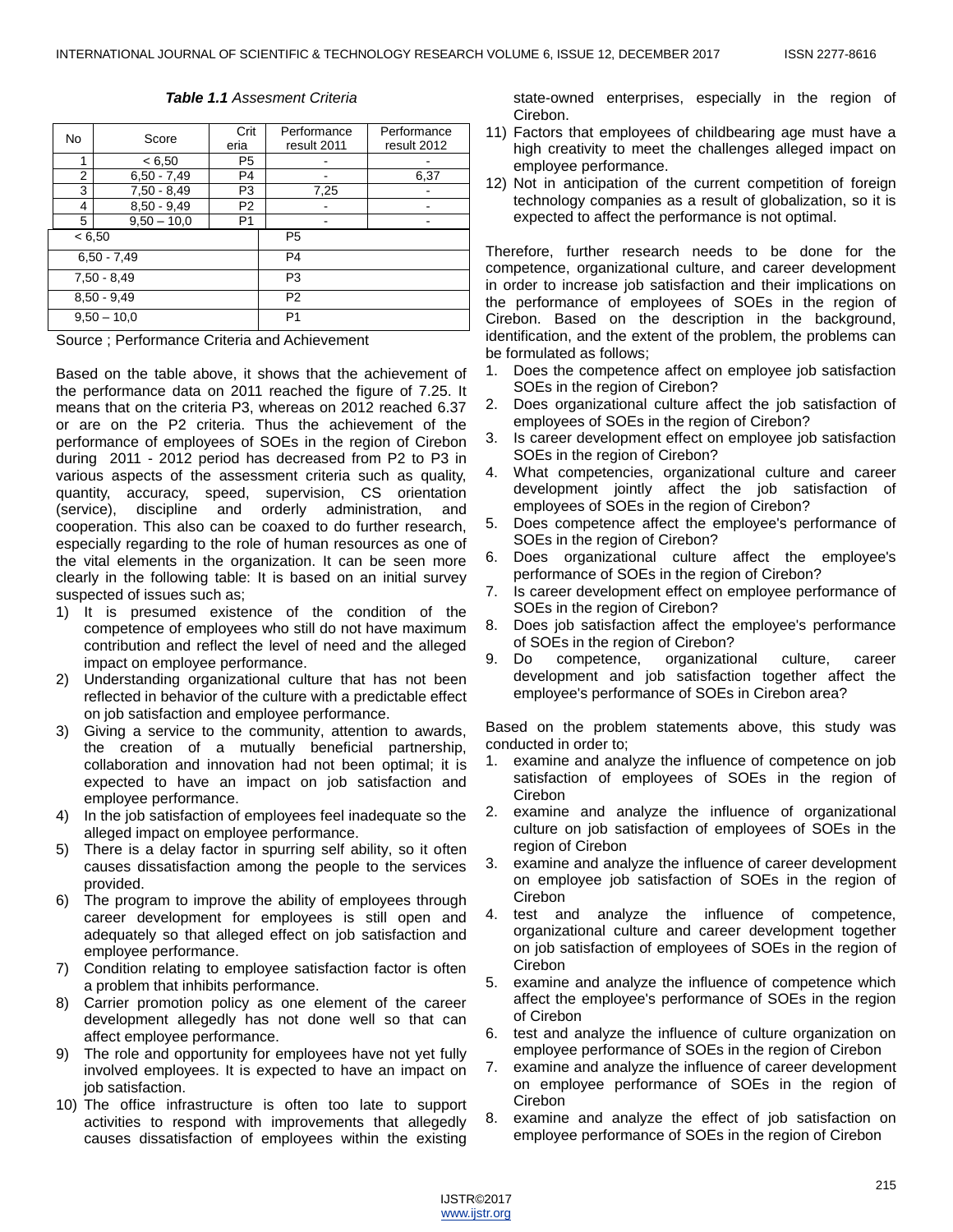***Table 1.1*** *Assesment Criteria*

| No | Score | Criteria | Performance result 2011 | Performance result 2012 |
|---|---|---|---|---|
| 1 | < 6,50 | P5 | - | - |
| 2 | 6,50 - 7,49 | P4 | - | 6,37 |
| 3 | 7,50 - 8,49 | P3 | 7,25 | - |
| 4 | 8,50 - 9,49 | P2 | - | - |
| 5 | 9,50 – 10,0 | P1 | - | - |

| Score | Criteria |
|---|---|
| < 6,50 | P5 |
| 6,50 - 7,49 | P4 |
| 7,50 - 8,49 | P3 |
| 8,50 - 9,49 | P2 |
| 9,50 – 10,0 | P1 |

Source ; Performance Criteria and Achievement

Based on the table above, it shows that the achievement of the performance data on 2011 reached the figure of 7.25. It means that on the criteria P3, whereas on 2012 reached 6.37 or are on the P2 criteria. Thus the achievement of the performance of employees of SOEs in the region of Cirebon during 2011 - 2012 period has decreased from P2 to P3 in various aspects of the assessment criteria such as quality, quantity, accuracy, speed, supervision, CS orientation (service), discipline and orderly administration, and cooperation. This also can be coaxed to do further research, especially regarding to the role of human resources as one of the vital elements in the organization. It can be seen more clearly in the following table: It is based on an initial survey suspected of issues such as;

1) It is presumed existence of the condition of the competence of employees who still do not have maximum contribution and reflect the level of need and the alleged impact on employee performance.
2) Understanding organizational culture that has not been reflected in behavior of the culture with a predictable effect on job satisfaction and employee performance.
3) Giving a service to the community, attention to awards, the creation of a mutually beneficial partnership, collaboration and innovation had not been optimal; it is expected to have an impact on job satisfaction and employee performance.
4) In the job satisfaction of employees feel inadequate so the alleged impact on employee performance.
5) There is a delay factor in spurring self ability, so it often causes dissatisfaction among the people to the services provided.
6) The program to improve the ability of employees through career development for employees is still open and adequately so that alleged effect on job satisfaction and employee performance.
7) Condition relating to employee satisfaction factor is often a problem that inhibits performance.
8) Carrier promotion policy as one element of the career development allegedly has not done well so that can affect employee performance.
9) The role and opportunity for employees have not yet fully involved employees. It is expected to have an impact on job satisfaction.
10) The office infrastructure is often too late to support activities to respond with improvements that allegedly causes dissatisfaction of employees within the existing state-owned enterprises, especially in the region of Cirebon.
11) Factors that employees of childbearing age must have a high creativity to meet the challenges alleged impact on employee performance.
12) Not in anticipation of the current competition of foreign technology companies as a result of globalization, so it is expected to affect the performance is not optimal.

Therefore, further research needs to be done for the competence, organizational culture, and career development in order to increase job satisfaction and their implications on the performance of employees of SOEs in the region of Cirebon. Based on the description in the background, identification, and the extent of the problem, the problems can be formulated as follows;

1. Does the competence affect on employee job satisfaction SOEs in the region of Cirebon?
2. Does organizational culture affect the job satisfaction of employees of SOEs in the region of Cirebon?
3. Is career development effect on employee job satisfaction SOEs in the region of Cirebon?
4. What competencies, organizational culture and career development jointly affect the job satisfaction of employees of SOEs in the region of Cirebon?
5. Does competence affect the employee's performance of SOEs in the region of Cirebon?
6. Does organizational culture affect the employee's performance of SOEs in the region of Cirebon?
7. Is career development effect on employee performance of SOEs in the region of Cirebon?
8. Does job satisfaction affect the employee's performance of SOEs in the region of Cirebon?
9. Do competence, organizational culture, career development and job satisfaction together affect the employee's performance of SOEs in Cirebon area?

Based on the problem statements above, this study was conducted in order to;

1. examine and analyze the influence of competence on job satisfaction of employees of SOEs in the region of Cirebon
2. examine and analyze the influence of organizational culture on job satisfaction of employees of SOEs in the region of Cirebon
3. examine and analyze the influence of career development on employee job satisfaction of SOEs in the region of Cirebon
4. test and analyze the influence of competence, organizational culture and career development together on job satisfaction of employees of SOEs in the region of Cirebon
5. examine and analyze the influence of competence which affect the employee's performance of SOEs in the region of Cirebon
6. test and analyze the influence of culture organization on employee performance of SOEs in the region of Cirebon
7. examine and analyze the influence of career development on employee performance of SOEs in the region of Cirebon
8. examine and analyze the effect of job satisfaction on employee performance of SOEs in the region of Cirebon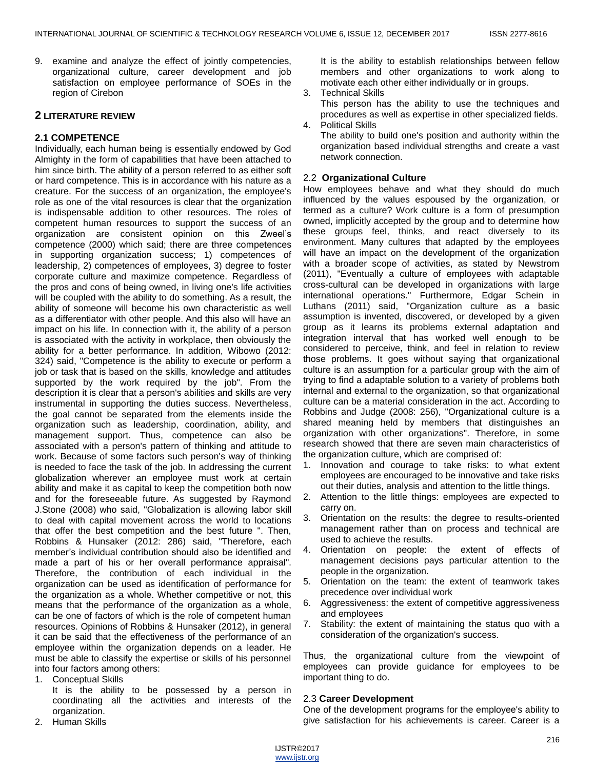9. examine and analyze the effect of jointly competencies, organizational culture, career development and job satisfaction on employee performance of SOEs in the region of Cirebon

## 2 LITERATURE REVIEW

### 2.1 COMPETENCE

Individually, each human being is essentially endowed by God Almighty in the form of capabilities that have been attached to him since birth. The ability of a person referred to as either soft or hard competence. This is in accordance with his nature as a creature. For the success of an organization, the employee's role as one of the vital resources is clear that the organization is indispensable addition to other resources. The roles of competent human resources to support the success of an organization are consistent opinion on this Zweel's competence (2000) which said; there are three competences in supporting organization success; 1) competences of leadership, 2) competences of employees, 3) degree to foster corporate culture and maximize competence. Regardless of the pros and cons of being owned, in living one's life activities will be coupled with the ability to do something. As a result, the ability of someone will become his own characteristic as well as a differentiator with other people. And this also will have an impact on his life. In connection with it, the ability of a person is associated with the activity in workplace, then obviously the ability for a better performance. In addition, Wibowo (2012: 324) said, "Competence is the ability to execute or perform a job or task that is based on the skills, knowledge and attitudes supported by the work required by the job". From the description it is clear that a person's abilities and skills are very instrumental in supporting the duties success. Nevertheless, the goal cannot be separated from the elements inside the organization such as leadership, coordination, ability, and management support. Thus, competence can also be associated with a person's pattern of thinking and attitude to work. Because of some factors such person's way of thinking is needed to face the task of the job. In addressing the current globalization wherever an employee must work at certain ability and make it as capital to keep the competition both now and for the foreseeable future. As suggested by Raymond J.Stone (2008) who said, "Globalization is allowing labor skill to deal with capital movement across the world to locations that offer the best competition and the best future ". Then, Robbins & Hunsaker (2012: 286) said, "Therefore, each member's individual contribution should also be identified and made a part of his or her overall performance appraisal". Therefore, the contribution of each individual in the organization can be used as identification of performance for the organization as a whole. Whether competitive or not, this means that the performance of the organization as a whole, can be one of factors of which is the role of competent human resources. Opinions of Robbins & Hunsaker (2012), in general it can be said that the effectiveness of the performance of an employee within the organization depends on a leader. He must be able to classify the expertise or skills of his personnel into four factors among others:

1. Conceptual Skills
   It is the ability to be possessed by a person in coordinating all the activities and interests of the organization.
2. Human Skills
   It is the ability to establish relationships between fellow members and other organizations to work along to motivate each other either individually or in groups.
3. Technical Skills
   This person has the ability to use the techniques and procedures as well as expertise in other specialized fields.
4. Political Skills
   The ability to build one's position and authority within the organization based individual strengths and create a vast network connection.

### 2.2 Organizational Culture

How employees behave and what they should do much influenced by the values espoused by the organization, or termed as a culture? Work culture is a form of presumption owned, implicitly accepted by the group and to determine how these groups feel, thinks, and react diversely to its environment. Many cultures that adapted by the employees will have an impact on the development of the organization with a broader scope of activities, as stated by Newstrom (2011), "Eventually a culture of employees with adaptable cross-cultural can be developed in organizations with large international operations." Furthermore, Edgar Schein in Luthans (2011) said, "Organization culture as a basic assumption is invented, discovered, or developed by a given group as it learns its problems external adaptation and integration interval that has worked well enough to be considered to perceive, think, and feel in relation to review those problems. It goes without saying that organizational culture is an assumption for a particular group with the aim of trying to find a adaptable solution to a variety of problems both internal and external to the organization, so that organizational culture can be a material consideration in the act. According to Robbins and Judge (2008: 256), "Organizational culture is a shared meaning held by members that distinguishes an organization with other organizations". Therefore, in some research showed that there are seven main characteristics of the organization culture, which are comprised of:

1. Innovation and courage to take risks: to what extent employees are encouraged to be innovative and take risks out their duties, analysis and attention to the little things.
2. Attention to the little things: employees are expected to carry on.
3. Orientation on the results: the degree to results-oriented management rather than on process and technical are used to achieve the results.
4. Orientation on people: the extent of effects of management decisions pays particular attention to the people in the organization.
5. Orientation on the team: the extent of teamwork takes precedence over individual work
6. Aggressiveness: the extent of competitive aggressiveness and employees
7. Stability: the extent of maintaining the status quo with a consideration of the organization's success.

Thus, the organizational culture from the viewpoint of employees can provide guidance for employees to be important thing to do.

### 2.3 Career Development

One of the development programs for the employee's ability to give satisfaction for his achievements is career. Career is a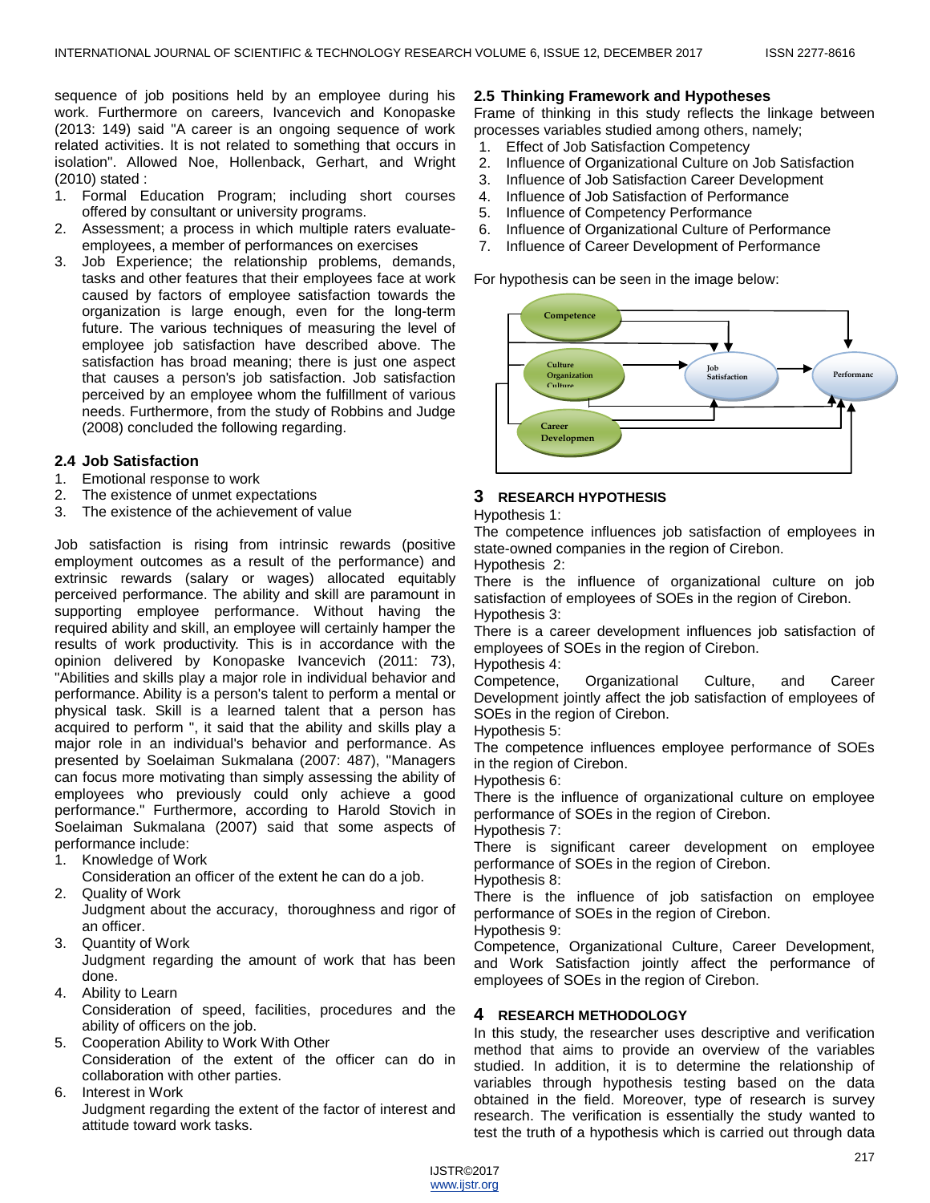sequence of job positions held by an employee during his work. Furthermore on careers, Ivancevich and Konopaske (2013: 149) said "A career is an ongoing sequence of work related activities. It is not related to something that occurs in isolation". Allowed Noe, Hollenbeck, Gerhart, and Wright (2010) stated :

1. Formal Education Program; including short courses offered by consultant or university programs.
2. Assessment; a process in which multiple raters evaluate-employees, a member of performances on exercises
3. Job Experience; the relationship problems, demands, tasks and other features that their employees face at work caused by factors of employee satisfaction towards the organization is large enough, even for the long-term future. The various techniques of measuring the level of employee job satisfaction have described above. The satisfaction has broad meaning; there is just one aspect that causes a person's job satisfaction. Job satisfaction perceived by an employee whom the fulfillment of various needs. Furthermore, from the study of Robbins and Judge (2008) concluded the following regarding.

### 2.4 Job Satisfaction

1. Emotional response to work
2. The existence of unmet expectations
3. The existence of the achievement of value

Job satisfaction is rising from intrinsic rewards (positive employment outcomes as a result of the performance) and extrinsic rewards (salary or wages) allocated equitably perceived performance. The ability and skill are paramount in supporting employee performance. Without having the required ability and skill, an employee will certainly hamper the results of work productivity. This is in accordance with the opinion delivered by Konopaske Ivancevich (2011: 73), "Abilities and skills play a major role in individual behavior and performance. Ability is a person's talent to perform a mental or physical task. Skill is a learned talent that a person has acquired to perform ", it said that the ability and skills play a major role in an individual's behavior and performance. As presented by Soelaiman Sukmalana (2007: 487), "Managers can focus more motivating than simply assessing the ability of employees who previously could only achieve a good performance." Furthermore, according to Harold Stovich in Soelaiman Sukmalana (2007) said that some aspects of performance include:

1. Knowledge of Work
   Consideration an officer of the extent he can do a job.
2. Quality of Work
   Judgment about the accuracy, thoroughness and rigor of an officer.
3. Quantity of Work
   Judgment regarding the amount of work that has been done.
4. Ability to Learn
   Consideration of speed, facilities, procedures and the ability of officers on the job.
5. Cooperation Ability to Work With Other
   Consideration of the extent of the officer can do in collaboration with other parties.
6. Interest in Work
   Judgment regarding the extent of the factor of interest and attitude toward work tasks.

### 2.5 Thinking Framework and Hypotheses

Frame of thinking in this study reflects the linkage between processes variables studied among others, namely;

1. Effect of Job Satisfaction Competency
2. Influence of Organizational Culture on Job Satisfaction
3. Influence of Job Satisfaction Career Development
4. Influence of Job Satisfaction of Performance
5. Influence of Competency Performance
6. Influence of Organizational Culture of Performance
7. Influence of Career Development of Performance

For hypothesis can be seen in the image below:

Competence | Culture Organization Culture | Career Developmen | Job Satisfaction | Performanc

## 3 RESEARCH HYPOTHESIS

Hypothesis 1:
The competence influences job satisfaction of employees in state-owned companies in the region of Cirebon.

Hypothesis 2:
There is the influence of organizational culture on job satisfaction of employees of SOEs in the region of Cirebon.

Hypothesis 3:
There is a career development influences job satisfaction of employees of SOEs in the region of Cirebon.

Hypothesis 4:
Competence, Organizational Culture, and Career Development jointly affect the job satisfaction of employees of SOEs in the region of Cirebon.

Hypothesis 5:
The competence influences employee performance of SOEs in the region of Cirebon.

Hypothesis 6:
There is the influence of organizational culture on employee performance of SOEs in the region of Cirebon.

Hypothesis 7:
There is significant career development on employee performance of SOEs in the region of Cirebon.

Hypothesis 8:
There is the influence of job satisfaction on employee performance of SOEs in the region of Cirebon.

Hypothesis 9:
Competence, Organizational Culture, Career Development, and Work Satisfaction jointly affect the performance of employees of SOEs in the region of Cirebon.

## 4 RESEARCH METHODOLOGY

In this study, the researcher uses descriptive and verification method that aims to provide an overview of the variables studied. In addition, it is to determine the relationship of variables through hypothesis testing based on the data obtained in the field. Moreover, type of research is survey research. The verification is essentially the study wanted to test the truth of a hypothesis which is carried out through data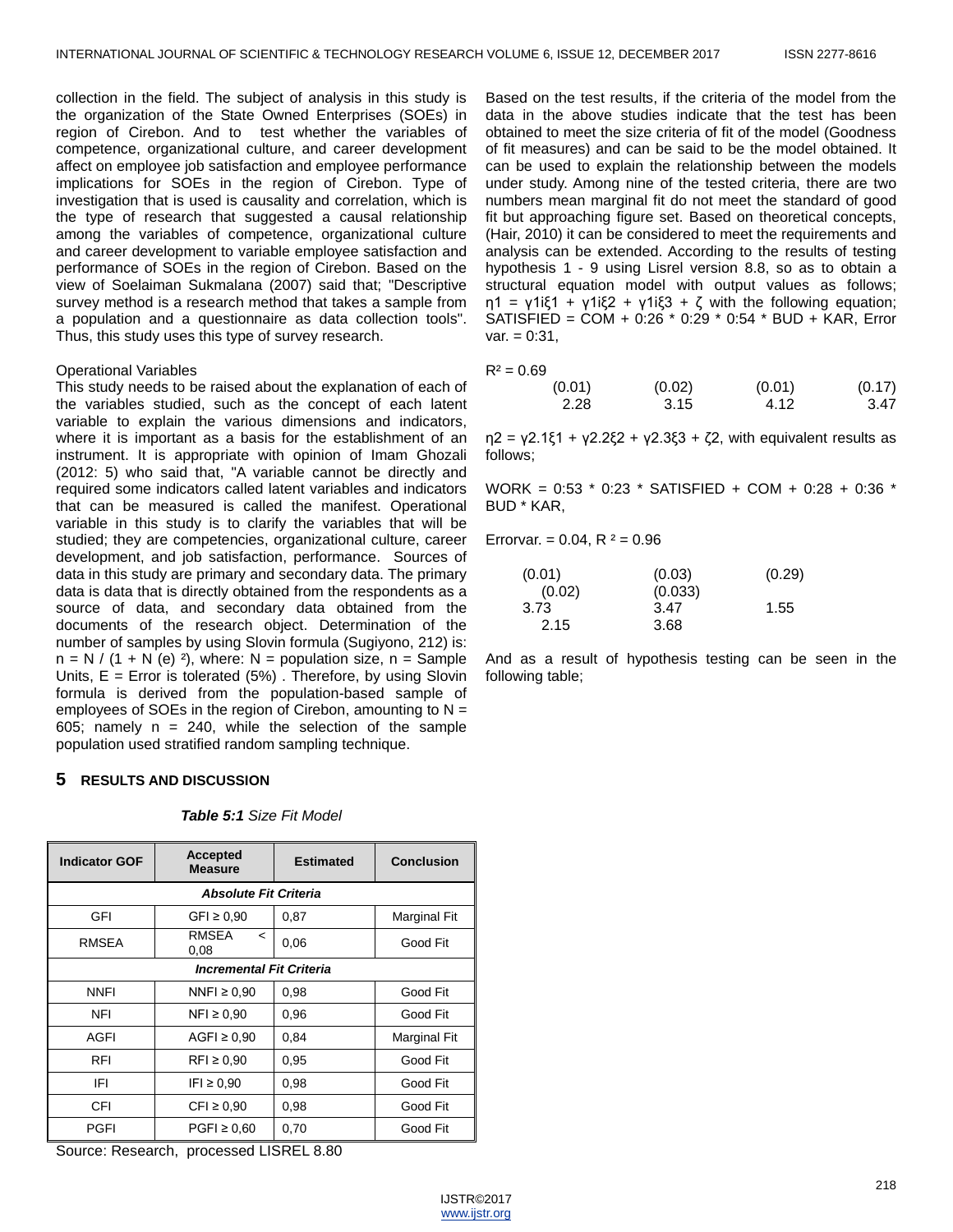collection in the field. The subject of analysis in this study is the organization of the State Owned Enterprises (SOEs) in region of Cirebon. And to test whether the variables of competence, organizational culture, and career development affect on employee job satisfaction and employee performance implications for SOEs in the region of Cirebon. Type of investigation that is used is causality and correlation, which is the type of research that suggested a causal relationship among the variables of competence, organizational culture and career development to variable employee satisfaction and performance of SOEs in the region of Cirebon. Based on the view of Soelaiman Sukmalana (2007) said that; "Descriptive survey method is a research method that takes a sample from a population and a questionnaire as data collection tools". Thus, this study uses this type of survey research.

Operational Variables
This study needs to be raised about the explanation of each of the variables studied, such as the concept of each latent variable to explain the various dimensions and indicators, where it is important as a basis for the establishment of an instrument. It is appropriate with opinion of Imam Ghozali (2012: 5) who said that, "A variable cannot be directly and required some indicators called latent variables and indicators that can be measured is called the manifest. Operational variable in this study is to clarify the variables that will be studied; they are competencies, organizational culture, career development, and job satisfaction, performance. Sources of data in this study are primary and secondary data. The primary data is data that is directly obtained from the respondents as a source of data, and secondary data obtained from the documents of the research object. Determination of the number of samples by using Slovin formula (Sugiyono, 212) is: $n = N / (1 + N (e)^2)$, where: N = population size, n = Sample Units, E = Error is tolerated (5%) . Therefore, by using Slovin formula is derived from the population-based sample of employees of SOEs in the region of Cirebon, amounting to N = 605; namely n = 240, while the selection of the sample population used stratified random sampling technique.

## 5 RESULTS AND DISCUSSION

***Table 5:1** Size Fit Model*

| Indicator GOF | Accepted Measure | Estimated | Conclusion |
|---|---|---|---|
| ***Absolute Fit Criteria*** | | | |
| GFI | GFI ≥ 0,90 | 0,87 | Marginal Fit |
| RMSEA | RMSEA < 0,08 | 0,06 | Good Fit |
| ***Incremental Fit Criteria*** | | | |
| NNFI | NNFI ≥ 0,90 | 0,98 | Good Fit |
| NFI | NFI ≥ 0,90 | 0,96 | Good Fit |
| AGFI | AGFI ≥ 0,90 | 0,84 | Marginal Fit |
| RFI | RFI ≥ 0,90 | 0,95 | Good Fit |
| IFI | IFI ≥ 0,90 | 0,98 | Good Fit |
| CFI | CFI ≥ 0,90 | 0,98 | Good Fit |
| PGFI | PGFI ≥ 0,60 | 0,70 | Good Fit |

Source: Research, processed LISREL 8.80

Based on the test results, if the criteria of the model from the data in the above studies indicate that the test has been obtained to meet the size criteria of fit of the model (Goodness of fit measures) and can be said to be the model obtained. It can be used to explain the relationship between the models under study. Among nine of the tested criteria, there are two numbers mean marginal fit do not meet the standard of good fit but approaching figure set. Based on theoretical concepts, (Hair, 2010) it can be considered to meet the requirements and analysis can be extended. According to the results of testing hypothesis 1 - 9 using Lisrel version 8.8, so as to obtain a structural equation model with output values as follows; $\eta 1 = \gamma 1i\xi 1 + \gamma 1i\xi 2 + \gamma 1i\xi 3 + \zeta$ with the following equation; SATISFIED = COM + 0:26 * 0:29 * 0:54 * BUD + KAR, Error var. = 0:31,

$R^2 = 0.69$

| (0.01) | (0.02) | (0.01) | (0.17) |
|---|---|---|---|
| 2.28 | 3.15 | 4.12 | 3.47 |

$\eta 2 = \gamma 2.1\xi 1 + \gamma 2.2\xi 2 + \gamma 2.3\xi 3 + \zeta 2$, with equivalent results as follows;

WORK = 0:53 * 0:23 * SATISFIED + COM + 0:28 + 0:36 * BUD * KAR,

Errorvar. = 0.04, $R^2 = 0.96$

(0.01) (0.03) (0.29)
(0.02) (0.033)
3.73 3.47 1.55
2.15 3.68

And as a result of hypothesis testing can be seen in the following table;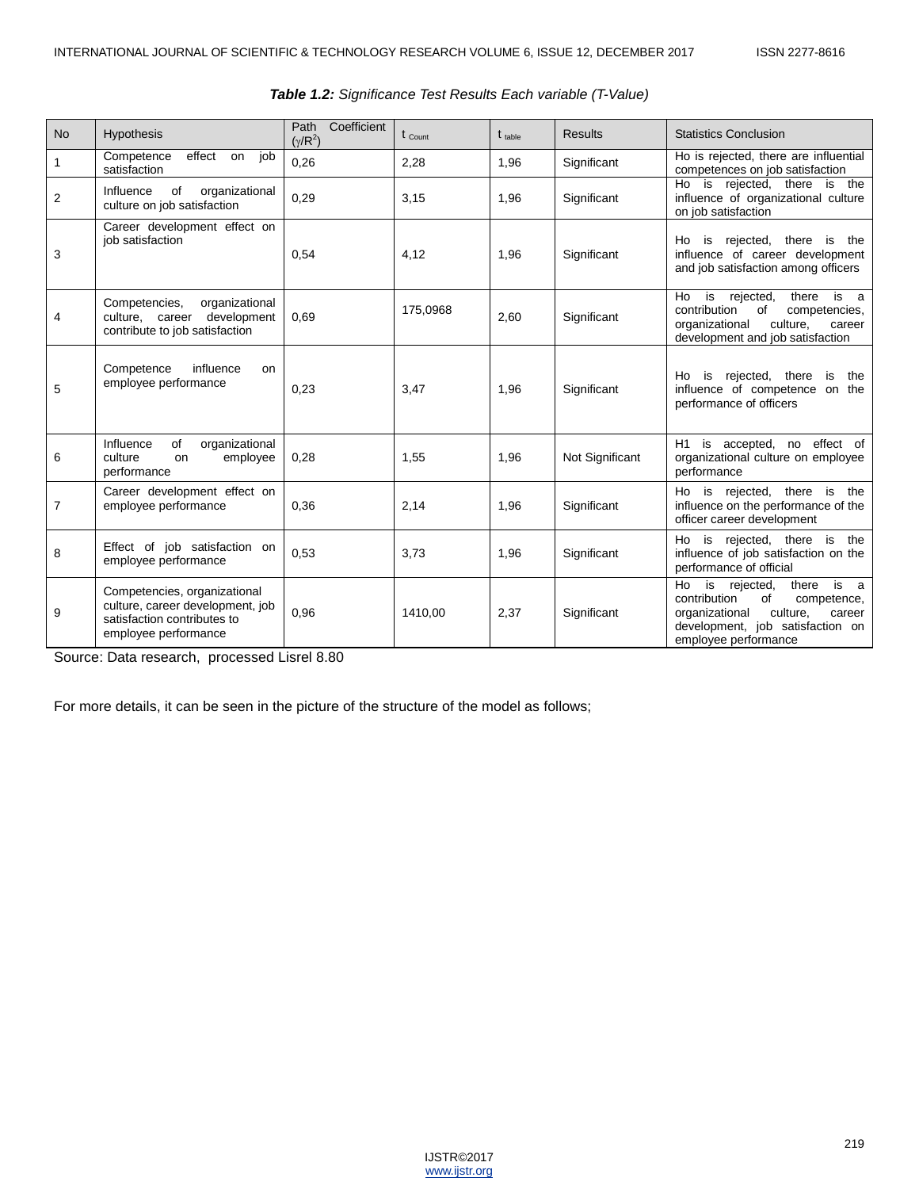***Table 1.2:*** *Significance Test Results Each variable (T-Value)*

| No | Hypothesis | Path Coefficient ($\gamma/R^2$) | $t_{Count}$ | $t_{table}$ | Results | Statistics Conclusion |
|---|---|---|---|---|---|---|
| 1 | Competence effect on job satisfaction | 0,26 | 2,28 | 1,96 | Significant | Ho is rejected, there are influential competences on job satisfaction |
| 2 | Influence of organizational culture on job satisfaction | 0,29 | 3,15 | 1,96 | Significant | Ho is rejected, there is the influence of organizational culture on job satisfaction |
| 3 | Career development effect on job satisfaction | 0,54 | 4,12 | 1,96 | Significant | Ho is rejected, there is the influence of career development and job satisfaction among officers |
| 4 | Competencies, organizational culture, career development contribute to job satisfaction | 0,69 | 175,0968 | 2,60 | Significant | Ho is rejected, there is a contribution of competencies, organizational culture, career development and job satisfaction |
| 5 | Competence influence on employee performance | 0,23 | 3,47 | 1,96 | Significant | Ho is rejected, there is the influence of competence on the performance of officers |
| 6 | Influence of organizational culture on employee performance | 0,28 | 1,55 | 1,96 | Not Significant | H1 is accepted, no effect of organizational culture on employee performance |
| 7 | Career development effect on employee performance | 0,36 | 2,14 | 1,96 | Significant | Ho is rejected, there is the influence on the performance of the officer career development |
| 8 | Effect of job satisfaction on employee performance | 0,53 | 3,73 | 1,96 | Significant | Ho is rejected, there is the influence of job satisfaction on the performance of official |
| 9 | Competencies, organizational culture, career development, job satisfaction contributes to employee performance | 0,96 | 1410,00 | 2,37 | Significant | Ho is rejected, there is a contribution of competence, organizational culture, career development, job satisfaction on employee performance |

Source: Data research, processed Lisrel 8.80

For more details, it can be seen in the picture of the structure of the model as follows;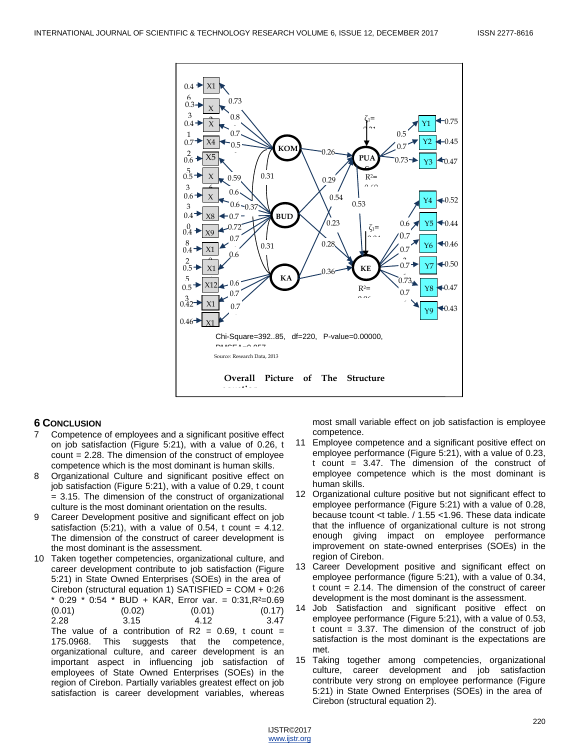Chi-Square=392..85, df=220, P-value=0.00000, RMSEA=0.057

Source: Research Data, 2013

**Overall Picture of The Structure equation**

## 6 CONCLUSION

7. Competence of employees and a significant positive effect on job satisfaction (Figure 5:21), with a value of 0.26, t count = 2.28. The dimension of the construct of employee competence which is the most dominant is human skills.
8. Organizational Culture and significant positive effect on job satisfaction (Figure 5:21), with a value of 0.29, t count = 3.15. The dimension of the construct of organizational culture is the most dominant orientation on the results.
9. Career Development positive and significant effect on job satisfaction (5:21), with a value of 0.54, t count = 4.12. The dimension of the construct of career development is the most dominant is the assessment.
10. Taken together competencies, organizational culture, and career development contribute to job satisfaction (Figure 5:21) in State Owned Enterprises (SOEs) in the area of Cirebon (structural equation 1) SATISFIED = COM + 0:26 * 0:29 * 0:54 * BUD + KAR, Error var. = 0:31, $R^2$=0.69

    | (0.01) | (0.02) | (0.01) | (0.17) |
    |---|---|---|---|
    | 2.28 | 3.15 | 4.12 | 3.47 |

    The value of a contribution of R2 = 0.69, t count = 175.0968. This suggests that the competence, organizational culture, and career development is an important aspect in influencing job satisfaction of employees of State Owned Enterprises (SOEs) in the region of Cirebon. Partially variables greatest effect on job satisfaction is career development variables, whereas most small variable effect on job satisfaction is employee competence.
11. Employee competence and a significant positive effect on employee performance (Figure 5:21), with a value of 0.23, t count = 3.47. The dimension of the construct of employee competence which is the most dominant is human skills.
12. Organizational culture positive but not significant effect to employee performance (Figure 5:21) with a value of 0.28, because tcount <t table. / 1.55 <1.96. These data indicate that the influence of organizational culture is not strong enough giving impact on employee performance improvement on state-owned enterprises (SOEs) in the region of Cirebon.
13. Career Development positive and significant effect on employee performance (figure 5:21), with a value of 0.34, t count = 2.14. The dimension of the construct of career development is the most dominant is the assessment.
14. Job Satisfaction and significant positive effect on employee performance (Figure 5:21), with a value of 0.53, t count = 3.37. The dimension of the construct of job satisfaction is the most dominant is the expectations are met.
15. Taking together among competencies, organizational culture, career development and job satisfaction contribute very strong on employee performance (Figure 5:21) in State Owned Enterprises (SOEs) in the area of Cirebon (structural equation 2).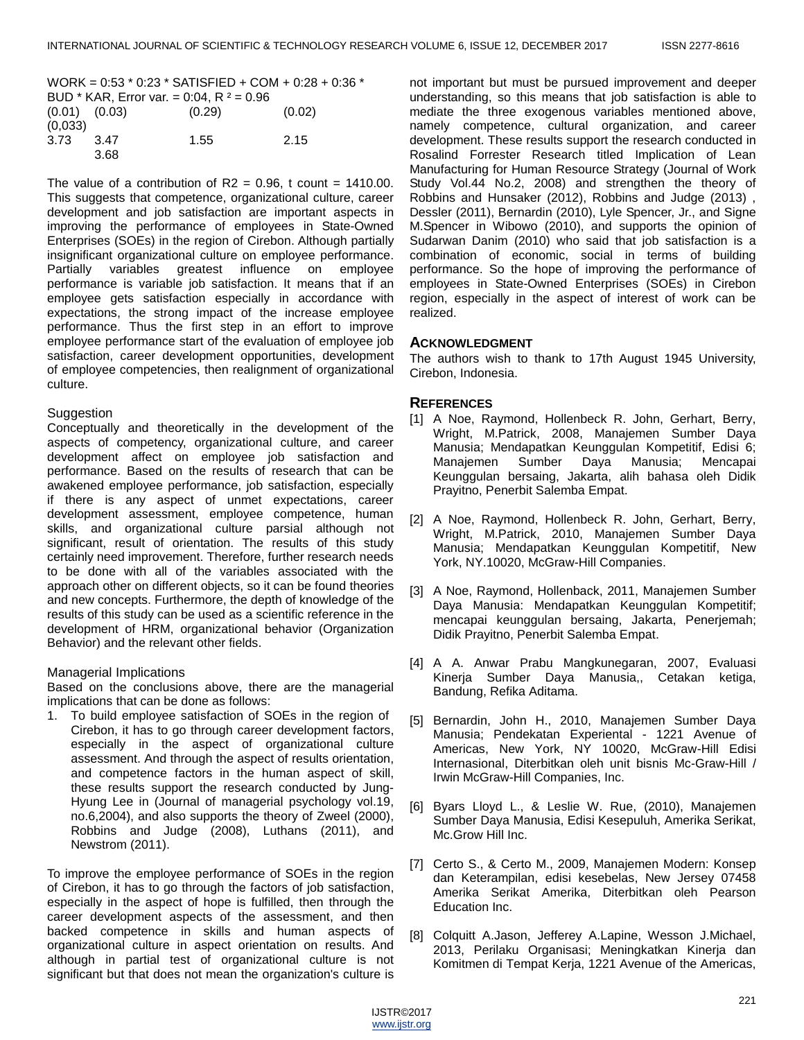WORK = 0:53 * 0:23 * SATISFIED + COM + 0:28 + 0:36 * BUD * KAR, Error var. = 0:04, $R^2$ = 0.96

| (0.01) | (0.03) | (0.29) | (0.02) |
|---|---|---|---|
| (0,033) | | | |
| 3.73 | 3.47 | 1.55 | 2.15 |
| | 3.68 | | |

The value of a contribution of R2 = 0.96, t count = 1410.00. This suggests that competence, organizational culture, career development and job satisfaction are important aspects in improving the performance of employees in State-Owned Enterprises (SOEs) in the region of Cirebon. Although partially insignificant organizational culture on employee performance. Partially variables greatest influence on employee performance is variable job satisfaction. It means that if an employee gets satisfaction especially in accordance with expectations, the strong impact of the increase employee performance. Thus the first step in an effort to improve employee performance start of the evaluation of employee job satisfaction, career development opportunities, development of employee competencies, then realignment of organizational culture.

### Suggestion

Conceptually and theoretically in the development of the aspects of competency, organizational culture, and career development affect on employee job satisfaction and performance. Based on the results of research that can be awakened employee performance, job satisfaction, especially if there is any aspect of unmet expectations, career development assessment, employee competence, human skills, and organizational culture parsial although not significant, result of orientation. The results of this study certainly need improvement. Therefore, further research needs to be done with all of the variables associated with the approach other on different objects, so it can be found theories and new concepts. Furthermore, the depth of knowledge of the results of this study can be used as a scientific reference in the development of HRM, organizational behavior (Organization Behavior) and the relevant other fields.

### Managerial Implications

Based on the conclusions above, there are the managerial implications that can be done as follows:

1. To build employee satisfaction of SOEs in the region of Cirebon, it has to go through career development factors, especially in the aspect of organizational culture assessment. And through the aspect of results orientation, and competence factors in the human aspect of skill, these results support the research conducted by Jung-Hyung Lee in (Journal of managerial psychology vol.19, no.6,2004), and also supports the theory of Zweel (2000), Robbins and Judge (2008), Luthans (2011), and Newstrom (2011).

To improve the employee performance of SOEs in the region of Cirebon, it has to go through the factors of job satisfaction, especially in the aspect of hope is fulfilled, then through the career development aspects of the assessment, and then backed competence in skills and human aspects of organizational culture in aspect orientation on results. And although in partial test of organizational culture is not significant but that does not mean the organization's culture is not important but must be pursued improvement and deeper understanding, so this means that job satisfaction is able to mediate the three exogenous variables mentioned above, namely competence, cultural organization, and career development. These results support the research conducted in Rosalind Forrester Research titled Implication of Lean Manufacturing for Human Resource Strategy (Journal of Work Study Vol.44 No.2, 2008) and strengthen the theory of Robbins and Hunsaker (2012), Robbins and Judge (2013) , Dessler (2011), Bernardin (2010), Lyle Spencer, Jr., and Signe M.Spencer in Wibowo (2010), and supports the opinion of Sudarwan Danim (2010) who said that job satisfaction is a combination of economic, social in terms of building performance. So the hope of improving the performance of employees in State-Owned Enterprises (SOEs) in Cirebon region, especially in the aspect of interest of work can be realized.

## Acknowledgment

The authors wish to thank to 17th August 1945 University, Cirebon, Indonesia.

## References

[1] A Noe, Raymond, Hollenbeck R. John, Gerhart, Berry, Wright, M.Patrick, 2008, Manajemen Sumber Daya Manusia; Mendapatkan Keunggulan Kompetitif, Edisi 6; Manajemen Sumber Daya Manusia; Mencapai Keunggulan bersaing, Jakarta, alih bahasa oleh Didik Prayitno, Penerbit Salemba Empat.

[2] A Noe, Raymond, Hollenbeck R. John, Gerhart, Berry, Wright, M.Patrick, 2010, Manajemen Sumber Daya Manusia; Mendapatkan Keunggulan Kompetitif, New York, NY.10020, McGraw-Hill Companies.

[3] A Noe, Raymond, Hollenback, 2011, Manajemen Sumber Daya Manusia: Mendapatkan Keunggulan Kompetitif; mencapai keunggulan bersaing, Jakarta, Penerjemah; Didik Prayitno, Penerbit Salemba Empat.

[4] A A. Anwar Prabu Mangkunegaran, 2007, Evaluasi Kinerja Sumber Daya Manusia,, Cetakan ketiga, Bandung, Refika Aditama.

[5] Bernardin, John H., 2010, Manajemen Sumber Daya Manusia; Pendekatan Experiental - 1221 Avenue of Americas, New York, NY 10020, McGraw-Hill Edisi Internasional, Diterbitkan oleh unit bisnis Mc-Graw-Hill / Irwin McGraw-Hill Companies, Inc.

[6] Byars Lloyd L., & Leslie W. Rue, (2010), Manajemen Sumber Daya Manusia, Edisi Kesepuluh, Amerika Serikat, Mc.Grow Hill Inc.

[7] Certo S., & Certo M., 2009, Manajemen Modern: Konsep dan Keterampilan, edisi kesebelas, New Jersey 07458 Amerika Serikat Amerika, Diterbitkan oleh Pearson Education Inc.

[8] Colquitt A.Jason, Jefferey A.Lapine, Wesson J.Michael, 2013, Perilaku Organisasi; Meningkatkan Kinerja dan Komitmen di Tempat Kerja, 1221 Avenue of the Americas,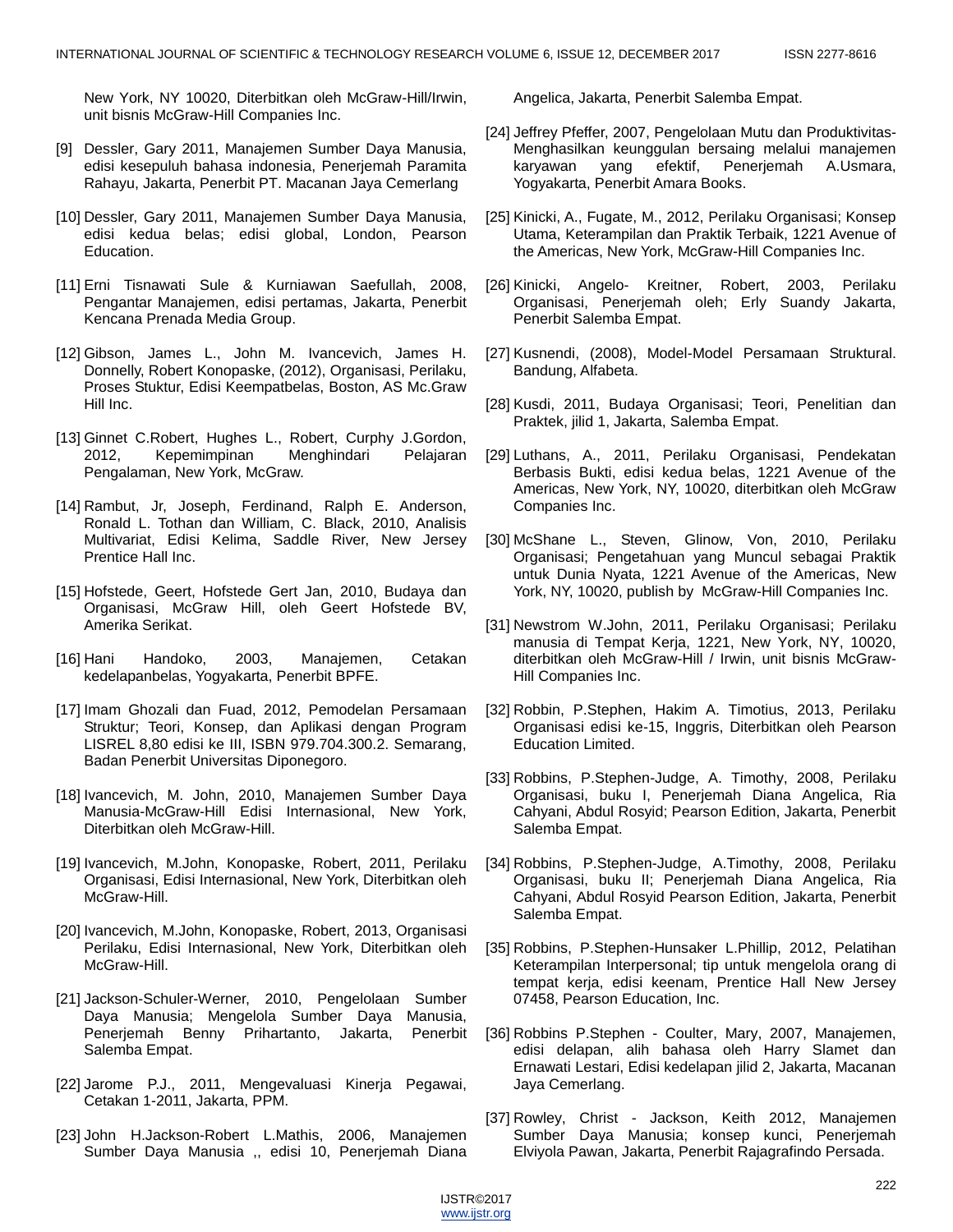New York, NY 10020, Diterbitkan oleh McGraw-Hill/Irwin, unit bisnis McGraw-Hill Companies Inc.

[9] Dessler, Gary 2011, Manajemen Sumber Daya Manusia, edisi kesepuluh bahasa indonesia, Penerjemah Paramita Rahayu, Jakarta, Penerbit PT. Macanan Jaya Cemerlang

[10] Dessler, Gary 2011, Manajemen Sumber Daya Manusia, edisi kedua belas; edisi global, London, Pearson Education.

[11] Erni Tisnawati Sule & Kurniawan Saefullah, 2008, Pengantar Manajemen, edisi pertamas, Jakarta, Penerbit Kencana Prenada Media Group.

[12] Gibson, James L., John M. Ivancevich, James H. Donnelly, Robert Konopaske, (2012), Organisasi, Perilaku, Proses Stuktur, Edisi Keempatbelas, Boston, AS Mc.Graw Hill Inc.

[13] Ginnet C.Robert, Hughes L., Robert, Curphy J.Gordon, 2012, Kepemimpinan Menghindari Pelajaran Pengalaman, New York, McGraw.

[14] Rambut, Jr, Joseph, Ferdinand, Ralph E. Anderson, Ronald L. Tothan dan William, C. Black, 2010, Analisis Multivariat, Edisi Kelima, Saddle River, New Jersey Prentice Hall Inc.

[15] Hofstede, Geert, Hofstede Gert Jan, 2010, Budaya dan Organisasi, McGraw Hill, oleh Geert Hofstede BV, Amerika Serikat.

[16] Hani Handoko, 2003, Manajemen, Cetakan kedelapanbelas, Yogyakarta, Penerbit BPFE.

[17] Imam Ghozali dan Fuad, 2012, Pemodelan Persamaan Struktur; Teori, Konsep, dan Aplikasi dengan Program LISREL 8,80 edisi ke III, ISBN 979.704.300.2. Semarang, Badan Penerbit Universitas Diponegoro.

[18] Ivancevich, M. John, 2010, Manajemen Sumber Daya Manusia-McGraw-Hill Edisi Internasional, New York, Diterbitkan oleh McGraw-Hill.

[19] Ivancevich, M.John, Konopaske, Robert, 2011, Perilaku Organisasi, Edisi Internasional, New York, Diterbitkan oleh McGraw-Hill.

[20] Ivancevich, M.John, Konopaske, Robert, 2013, Organisasi Perilaku, Edisi Internasional, New York, Diterbitkan oleh McGraw-Hill.

[21] Jackson-Schuler-Werner, 2010, Pengelolaan Sumber Daya Manusia; Mengelola Sumber Daya Manusia, Penerjemah Benny Prihartanto, Jakarta, Penerbit Salemba Empat.

[22] Jarome P.J., 2011, Mengevaluasi Kinerja Pegawai, Cetakan 1-2011, Jakarta, PPM.

[23] John H.Jackson-Robert L.Mathis, 2006, Manajemen Sumber Daya Manusia ,, edisi 10, Penerjemah Diana Angelica, Jakarta, Penerbit Salemba Empat.

[24] Jeffrey Pfeffer, 2007, Pengelolaan Mutu dan Produktivitas-Menghasilkan keunggulan bersaing melalui manajemen karyawan yang efektif, Penerjemah A.Usmara, Yogyakarta, Penerbit Amara Books.

[25] Kinicki, A., Fugate, M., 2012, Perilaku Organisasi; Konsep Utama, Keterampilan dan Praktik Terbaik, 1221 Avenue of the Americas, New York, McGraw-Hill Companies Inc.

[26] Kinicki, Angelo- Kreitner, Robert, 2003, Perilaku Organisasi, Penerjemah oleh; Erly Suandy Jakarta, Penerbit Salemba Empat.

[27] Kusnendi, (2008), Model-Model Persamaan Struktural. Bandung, Alfabeta.

[28] Kusdi, 2011, Budaya Organisasi; Teori, Penelitian dan Praktek, jilid 1, Jakarta, Salemba Empat.

[29] Luthans, A., 2011, Perilaku Organisasi, Pendekatan Berbasis Bukti, edisi kedua belas, 1221 Avenue of the Americas, New York, NY, 10020, diterbitkan oleh McGraw Companies Inc.

[30] McShane L., Steven, Glinow, Von, 2010, Perilaku Organisasi; Pengetahuan yang Muncul sebagai Praktik untuk Dunia Nyata, 1221 Avenue of the Americas, New York, NY, 10020, publish by McGraw-Hill Companies Inc.

[31] Newstrom W.John, 2011, Perilaku Organisasi; Perilaku manusia di Tempat Kerja, 1221, New York, NY, 10020, diterbitkan oleh McGraw-Hill / Irwin, unit bisnis McGraw-Hill Companies Inc.

[32] Robbin, P.Stephen, Hakim A. Timotius, 2013, Perilaku Organisasi edisi ke-15, Inggris, Diterbitkan oleh Pearson Education Limited.

[33] Robbins, P.Stephen-Judge, A. Timothy, 2008, Perilaku Organisasi, buku I, Penerjemah Diana Angelica, Ria Cahyani, Abdul Rosyid; Pearson Edition, Jakarta, Penerbit Salemba Empat.

[34] Robbins, P.Stephen-Judge, A.Timothy, 2008, Perilaku Organisasi, buku II; Penerjemah Diana Angelica, Ria Cahyani, Abdul Rosyid Pearson Edition, Jakarta, Penerbit Salemba Empat.

[35] Robbins, P.Stephen-Hunsaker L.Phillip, 2012, Pelatihan Keterampilan Interpersonal; tip untuk mengelola orang di tempat kerja, edisi keenam, Prentice Hall New Jersey 07458, Pearson Education, Inc.

[36] Robbins P.Stephen - Coulter, Mary, 2007, Manajemen, edisi delapan, alih bahasa oleh Harry Slamet dan Ernawati Lestari, Edisi kedelapan jilid 2, Jakarta, Macanan Jaya Cemerlang.

[37] Rowley, Christ - Jackson, Keith 2012, Manajemen Sumber Daya Manusia; konsep kunci, Penerjemah Elviyola Pawan, Jakarta, Penerbit Rajagrafindo Persada.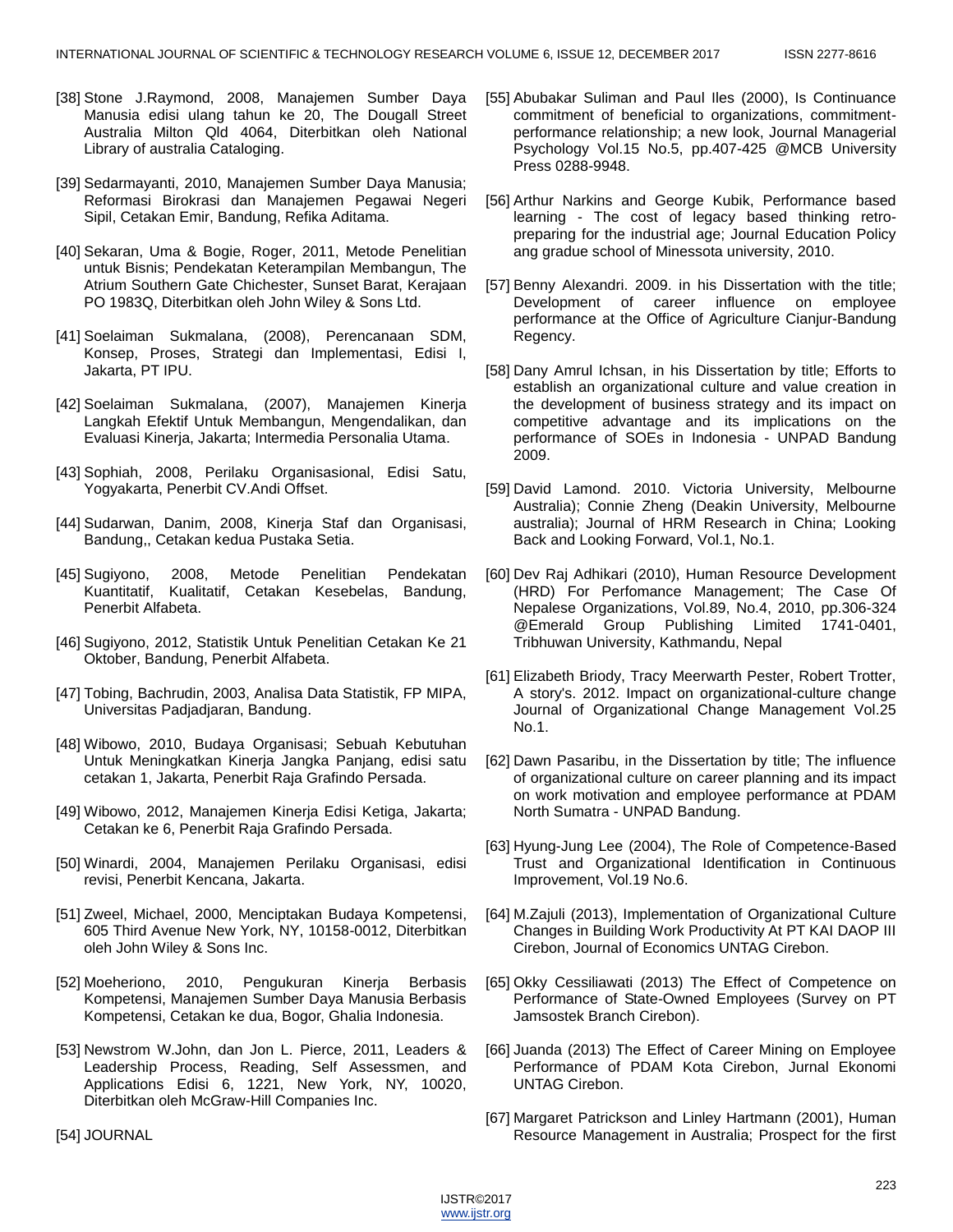[38] Stone J.Raymond, 2008, Manajemen Sumber Daya Manusia edisi ulang tahun ke 20, The Dougall Street Australia Milton Qld 4064, Diterbitkan oleh National Library of australia Cataloging.

[39] Sedarmayanti, 2010, Manajemen Sumber Daya Manusia; Reformasi Birokrasi dan Manajemen Pegawai Negeri Sipil, Cetakan Emir, Bandung, Refika Aditama.

[40] Sekaran, Uma & Bogie, Roger, 2011, Metode Penelitian untuk Bisnis; Pendekatan Keterampilan Membangun, The Atrium Southern Gate Chichester, Sunset Barat, Kerajaan PO 1983Q, Diterbitkan oleh John Wiley & Sons Ltd.

[41] Soelaiman Sukmalana, (2008), Perencanaan SDM, Konsep, Proses, Strategi dan Implementasi, Edisi I, Jakarta, PT IPU.

[42] Soelaiman Sukmalana, (2007), Manajemen Kinerja Langkah Efektif Untuk Membangun, Mengendalikan, dan Evaluasi Kinerja, Jakarta; Intermedia Personalia Utama.

[43] Sophiah, 2008, Perilaku Organisasional, Edisi Satu, Yogyakarta, Penerbit CV.Andi Offset.

[44] Sudarwan, Danim, 2008, Kinerja Staf dan Organisasi, Bandung,, Cetakan kedua Pustaka Setia.

[45] Sugiyono, 2008, Metode Penelitian Pendekatan Kuantitatif, Kualitatif, Cetakan Kesebelas, Bandung, Penerbit Alfabeta.

[46] Sugiyono, 2012, Statistik Untuk Penelitian Cetakan Ke 21 Oktober, Bandung, Penerbit Alfabeta.

[47] Tobing, Bachrudin, 2003, Analisa Data Statistik, FP MIPA, Universitas Padjadjaran, Bandung.

[48] Wibowo, 2010, Budaya Organisasi; Sebuah Kebutuhan Untuk Meningkatkan Kinerja Jangka Panjang, edisi satu cetakan 1, Jakarta, Penerbit Raja Grafindo Persada.

[49] Wibowo, 2012, Manajemen Kinerja Edisi Ketiga, Jakarta; Cetakan ke 6, Penerbit Raja Grafindo Persada.

[50] Winardi, 2004, Manajemen Perilaku Organisasi, edisi revisi, Penerbit Kencana, Jakarta.

[51] Zweel, Michael, 2000, Menciptakan Budaya Kompetensi, 605 Third Avenue New York, NY, 10158-0012, Diterbitkan oleh John Wiley & Sons Inc.

[52] Moeheriono, 2010, Pengukuran Kinerja Berbasis Kompetensi, Manajemen Sumber Daya Manusia Berbasis Kompetensi, Cetakan ke dua, Bogor, Ghalia Indonesia.

[53] Newstrom W.John, dan Jon L. Pierce, 2011, Leaders & Leadership Process, Reading, Self Assessmen, and Applications Edisi 6, 1221, New York, NY, 10020, Diterbitkan oleh McGraw-Hill Companies Inc.

[54] JOURNAL

[55] Abubakar Suliman and Paul Iles (2000), Is Continuance commitment of beneficial to organizations, commitment-performance relationship; a new look, Journal Managerial Psychology Vol.15 No.5, pp.407-425 @MCB University Press 0288-9948.

[56] Arthur Narkins and George Kubik, Performance based learning - The cost of legacy based thinking retro-preparing for the industrial age; Journal Education Policy ang gradue school of Minessota university, 2010.

[57] Benny Alexandri. 2009. in his Dissertation with the title; Development of career influence on employee performance at the Office of Agriculture Cianjur-Bandung Regency.

[58] Dany Amrul Ichsan, in his Dissertation by title; Efforts to establish an organizational culture and value creation in the development of business strategy and its impact on competitive advantage and its implications on the performance of SOEs in Indonesia - UNPAD Bandung 2009.

[59] David Lamond. 2010. Victoria University, Melbourne Australia); Connie Zheng (Deakin University, Melbourne australia); Journal of HRM Research in China; Looking Back and Looking Forward, Vol.1, No.1.

[60] Dev Raj Adhikari (2010), Human Resource Development (HRD) For Perfomance Management; The Case Of Nepalese Organizations, Vol.89, No.4, 2010, pp.306-324 @Emerald Group Publishing Limited 1741-0401, Tribhuwan University, Kathmandu, Nepal

[61] Elizabeth Briody, Tracy Meerwarth Pester, Robert Trotter, A story's. 2012. Impact on organizational-culture change Journal of Organizational Change Management Vol.25 No.1.

[62] Dawn Pasaribu, in the Dissertation by title; The influence of organizational culture on career planning and its impact on work motivation and employee performance at PDAM North Sumatra - UNPAD Bandung.

[63] Hyung-Jung Lee (2004), The Role of Competence-Based Trust and Organizational Identification in Continuous Improvement, Vol.19 No.6.

[64] M.Zajuli (2013), Implementation of Organizational Culture Changes in Building Work Productivity At PT KAI DAOP III Cirebon, Journal of Economics UNTAG Cirebon.

[65] Okky Cessiliawati (2013) The Effect of Competence on Performance of State-Owned Employees (Survey on PT Jamsostek Branch Cirebon).

[66] Juanda (2013) The Effect of Career Mining on Employee Performance of PDAM Kota Cirebon, Jurnal Ekonomi UNTAG Cirebon.

[67] Margaret Patrickson and Linley Hartmann (2001), Human Resource Management in Australia; Prospect for the first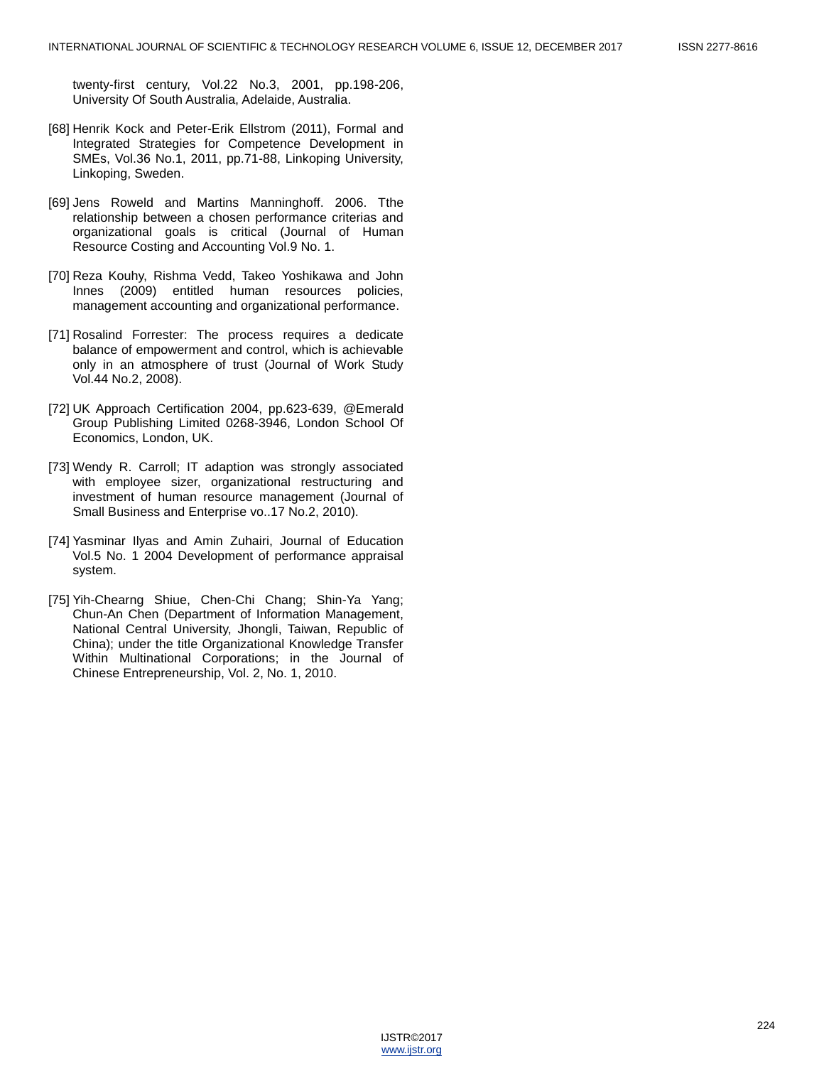twenty-first century, Vol.22 No.3, 2001, pp.198-206, University Of South Australia, Adelaide, Australia.

[68] Henrik Kock and Peter-Erik Ellstrom (2011), Formal and Integrated Strategies for Competence Development in SMEs, Vol.36 No.1, 2011, pp.71-88, Linkoping University, Linkoping, Sweden.

[69] Jens Roweld and Martins Manninghoff. 2006. Tthe relationship between a chosen performance criterias and organizational goals is critical (Journal of Human Resource Costing and Accounting Vol.9 No. 1.

[70] Reza Kouhy, Rishma Vedd, Takeo Yoshikawa and John Innes (2009) entitled human resources policies, management accounting and organizational performance.

[71] Rosalind Forrester: The process requires a dedicate balance of empowerment and control, which is achievable only in an atmosphere of trust (Journal of Work Study Vol.44 No.2, 2008).

[72] UK Approach Certification 2004, pp.623-639, @Emerald Group Publishing Limited 0268-3946, London School Of Economics, London, UK.

[73] Wendy R. Carroll; IT adaption was strongly associated with employee sizer, organizational restructuring and investment of human resource management (Journal of Small Business and Enterprise vo..17 No.2, 2010).

[74] Yasminar Ilyas and Amin Zuhairi, Journal of Education Vol.5 No. 1 2004 Development of performance appraisal system.

[75] Yih-Chearng Shiue, Chen-Chi Chang; Shin-Ya Yang; Chun-An Chen (Department of Information Management, National Central University, Jhongli, Taiwan, Republic of China); under the title Organizational Knowledge Transfer Within Multinational Corporations; in the Journal of Chinese Entrepreneurship, Vol. 2, No. 1, 2010.